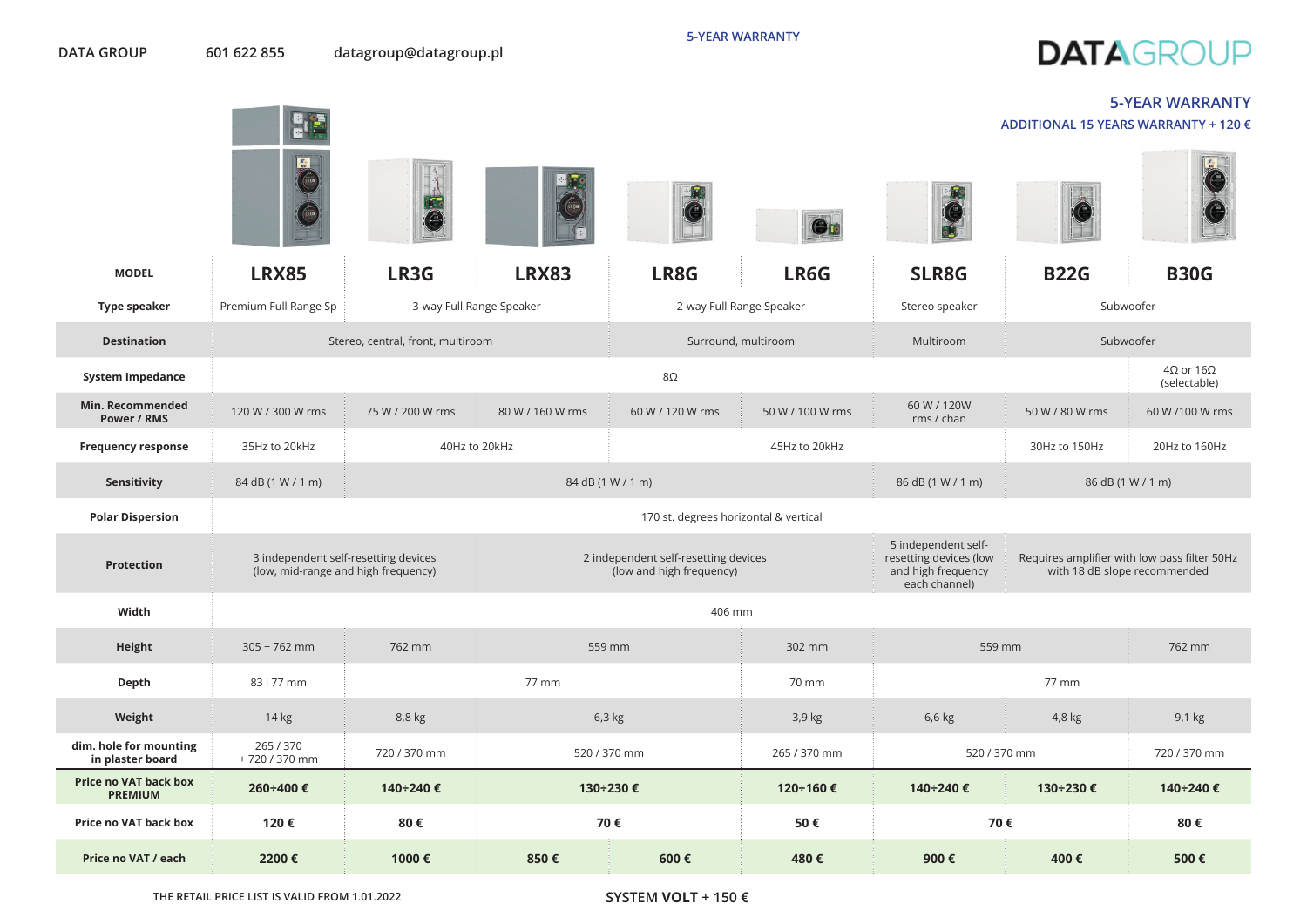DATA GROUP 601 622 855 datagroup@datagroup.pl

5-YEAR WARRANTY

DATAGROUP

**5-YEAR WARRANTY**

**ADDITIONAL 15 YEARS WARRANTY + 120 €**

| MODEL | LRX85 | LR3G | LRX83 | LR8G | LR6G | SLR8G | B22G | B30G |
|---|---|---|---|---|---|---|---|---|
| **Type speaker** | Premium Full Range Sp | 3-way Full Range Speaker | | 2-way Full Range Speaker | | Stereo speaker | Subwoofer | |
| **Destination** | Stereo, central, front, multiroom | | | Surround, multiroom | | Multiroom | Subwoofer | |
| **System Impedance** | 8Ω | | | | | | | 4Ω or 16Ω (selectable) |
| **Min. Recommended Power / RMS** | 120 W / 300 W rms | 75 W / 200 W rms | 80 W / 160 W rms | 60 W / 120 W rms | 50 W / 100 W rms | 60 W / 120W rms / chan | 50 W / 80 W rms | 60 W /100 W rms |
| **Frequency response** | 35Hz to 20kHz | 40Hz to 20kHz | | 45Hz to 20kHz | | | 30Hz to 150Hz | 20Hz to 160Hz |
| **Sensitivity** | 84 dB (1 W / 1 m) | 84 dB (1 W / 1 m) | | | | 86 dB (1 W / 1 m) | 86 dB (1 W / 1 m) | |
| **Polar Dispersion** | 170 st. degrees horizontal & vertical | | | | | | | |
| **Protection** | 3 independent self-resetting devices (low, mid-range and high frequency) | | 2 independent self-resetting devices (low and high frequency) | | | 5 independent self-resetting devices (low and high frequency each channel) | Requires amplifier with low pass filter 50Hz with 18 dB slope recommended | |
| **Width** | 406 mm | | | | | | | |
| **Height** | 305 + 762 mm | 762 mm | 559 mm | | 302 mm | 559 mm | | 762 mm |
| **Depth** | 83 i 77 mm | 77 mm | | | 70 mm | 77 mm | | |
| **Weight** | 14 kg | 8,8 kg | 6,3 kg | | 3,9 kg | 6,6 kg | 4,8 kg | 9,1 kg |
| **dim. hole for mounting in plaster board** | 265 / 370 + 720 / 370 mm | 720 / 370 mm | 520 / 370 mm | | 265 / 370 mm | 520 / 370 mm | | 720 / 370 mm |
| **Price no VAT back box PREMIUM** | **260÷400 €** | **140÷240 €** | **130÷230 €** | | **120÷160 €** | **140÷240 €** | **130÷230 €** | **140÷240 €** |
| **Price no VAT back box** | **120 €** | **80 €** | **70 €** | | **50 €** | **70 €** | | **80 €** |
| **Price no VAT / each** | **2200 €** | **1000 €** | **850 €** | **600 €** | **480 €** | **900 €** | **400 €** | **500 €** |

THE RETAIL PRICE LIST IS VALID FROM 1.01.2022

SYSTEM **VOLT** + 150 €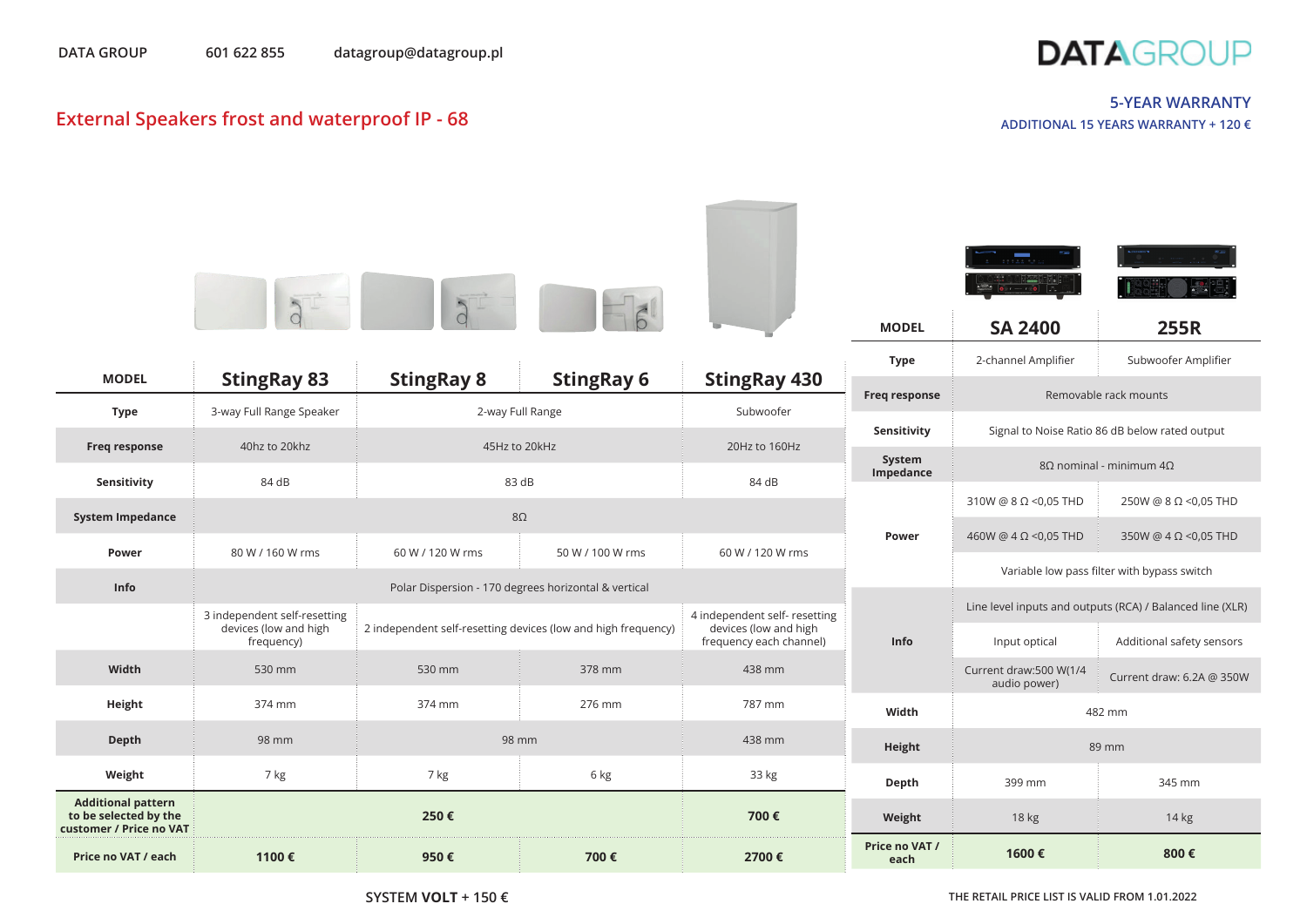DATA GROUP 601 622 855 datagroup@datagroup.pl

**DATAGROUP**

## External Speakers frost and waterproof IP - 68

**5-YEAR WARRANTY**

ADDITIONAL 15 YEARS WARRANTY + 120 €

| MODEL | StingRay 83 | StingRay 8 | StingRay 6 | StingRay 430 |
|---|---|---|---|---|
| Type | 3-way Full Range Speaker | 2-way Full Range | | Subwoofer |
| Freq response | 40hz to 20khz | 45Hz to 20kHz | | 20Hz to 160Hz |
| Sensitivity | 84 dB | 83 dB | | 84 dB |
| System Impedance | 8Ω | | | |
| Power | 80 W / 160 W rms | 60 W / 120 W rms | 50 W / 100 W rms | 60 W / 120 W rms |
| Info | Polar Dispersion - 170 degrees horizontal & vertical | | | |
| | 3 independent self-resetting devices (low and high frequency) | 2 independent self-resetting devices (low and high frequency) | | 4 independent self- resetting devices (low and high frequency each channel) |
| Width | 530 mm | 530 mm | 378 mm | 438 mm |
| Height | 374 mm | 374 mm | 276 mm | 787 mm |
| Depth | 98 mm | 98 mm | | 438 mm |
| Weight | 7 kg | 7 kg | 6 kg | 33 kg |
| Additional pattern to be selected by the customer / Price no VAT | 250 € | | | 700 € |
| Price no VAT / each | 1100 € | 950 € | 700 € | 2700 € |

SYSTEM **VOLT** + 150 €

| MODEL | SA 2400 | 255R |
|---|---|---|
| Type | 2-channel Amplifier | Subwoofer Amplifier |
| Freq response | Removable rack mounts | |
| Sensitivity | Signal to Noise Ratio 86 dB below rated output | |
| System Impedance | 8Ω nominal - minimum 4Ω | |
| Power | 310W @ 8 Ω <0,05 THD | 250W @ 8 Ω <0,05 THD |
| | 460W @ 4 Ω <0,05 THD | 350W @ 4 Ω <0,05 THD |
| | Variable low pass filter with bypass switch | |
| Info | Line level inputs and outputs (RCA) / Balanced line (XLR) | |
| | Input optical | Additional safety sensors |
| | Current draw:500 W(1/4 audio power) | Current draw: 6.2A @ 350W |
| Width | 482 mm | |
| Height | 89 mm | |
| Depth | 399 mm | 345 mm |
| Weight | 18 kg | 14 kg |
| Price no VAT / each | 1600 € | 800 € |

THE RETAIL PRICE LIST IS VALID FROM 1.01.2022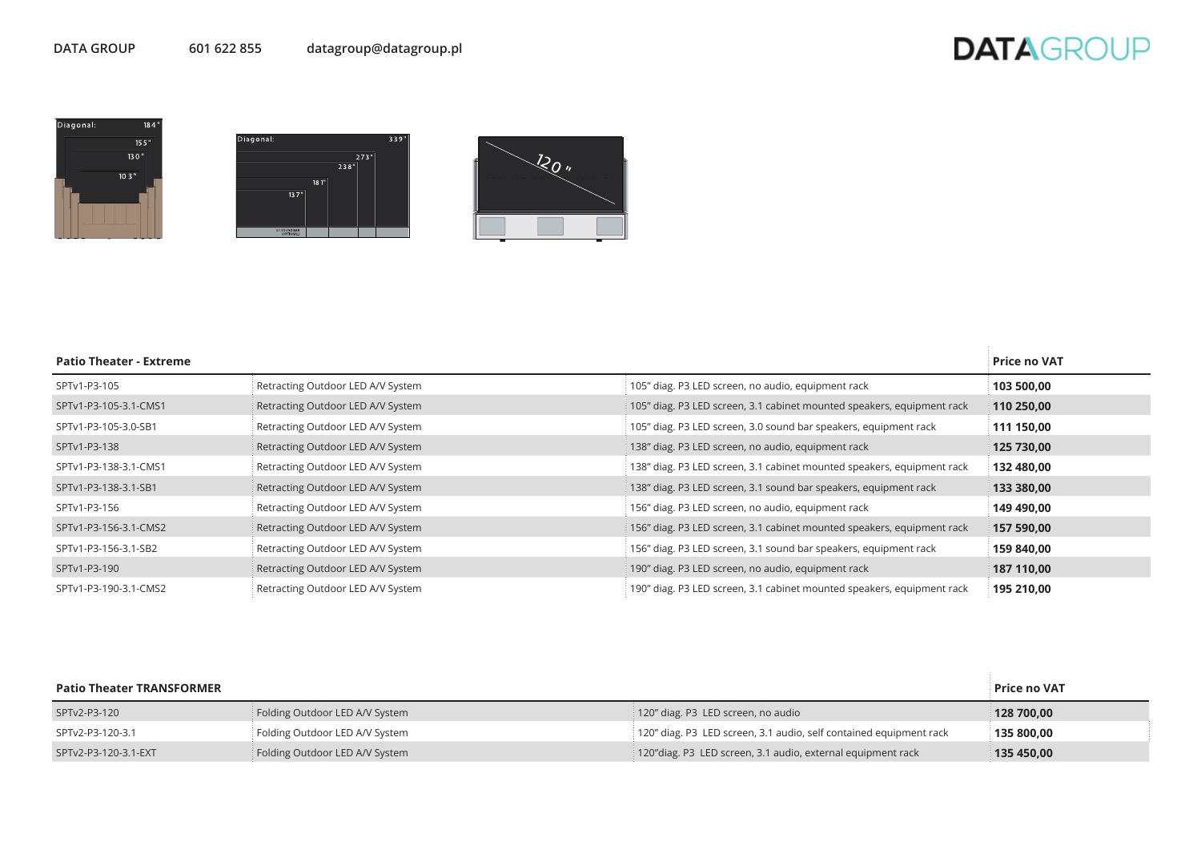DATA GROUP 601 622 855 datagroup@datagroup.pl

| Patio Theater - Extreme | | | Price no VAT |
|---|---|---|---|
| SPTv1-P3-105 | Retracting Outdoor LED A/V System | 105" diag. P3 LED screen, no audio, equipment rack | **103 500,00** |
| SPTv1-P3-105-3.1-CMS1 | Retracting Outdoor LED A/V System | 105" diag. P3 LED screen, 3.1 cabinet mounted speakers, equipment rack | **110 250,00** |
| SPTv1-P3-105-3.0-SB1 | Retracting Outdoor LED A/V System | 105" diag. P3 LED screen, 3.0 sound bar speakers, equipment rack | **111 150,00** |
| SPTv1-P3-138 | Retracting Outdoor LED A/V System | 138" diag. P3 LED screen, no audio, equipment rack | **125 730,00** |
| SPTv1-P3-138-3.1-CMS1 | Retracting Outdoor LED A/V System | 138" diag. P3 LED screen, 3.1 cabinet mounted speakers, equipment rack | **132 480,00** |
| SPTv1-P3-138-3.1-SB1 | Retracting Outdoor LED A/V System | 138" diag. P3 LED screen, 3.1 sound bar speakers, equipment rack | **133 380,00** |
| SPTv1-P3-156 | Retracting Outdoor LED A/V System | 156" diag. P3 LED screen, no audio, equipment rack | **149 490,00** |
| SPTv1-P3-156-3.1-CMS2 | Retracting Outdoor LED A/V System | 156" diag. P3 LED screen, 3.1 cabinet mounted speakers, equipment rack | **157 590,00** |
| SPTv1-P3-156-3.1-SB2 | Retracting Outdoor LED A/V System | 156" diag. P3 LED screen, 3.1 sound bar speakers, equipment rack | **159 840,00** |
| SPTv1-P3-190 | Retracting Outdoor LED A/V System | 190" diag. P3 LED screen, no audio, equipment rack | **187 110,00** |
| SPTv1-P3-190-3.1-CMS2 | Retracting Outdoor LED A/V System | 190" diag. P3 LED screen, 3.1 cabinet mounted speakers, equipment rack | **195 210,00** |

| Patio Theater TRANSFORMER | | | Price no VAT |
|---|---|---|---|
| SPTv2-P3-120 | Folding Outdoor LED A/V System | 120" diag. P3 LED screen, no audio | **128 700,00** |
| SPTv2-P3-120-3.1 | Folding Outdoor LED A/V System | 120" diag. P3 LED screen, 3.1 audio, self contained equipment rack | **135 800,00** |
| SPTv2-P3-120-3.1-EXT | Folding Outdoor LED A/V System | 120"diag. P3 LED screen, 3.1 audio, external equipment rack | **135 450,00** |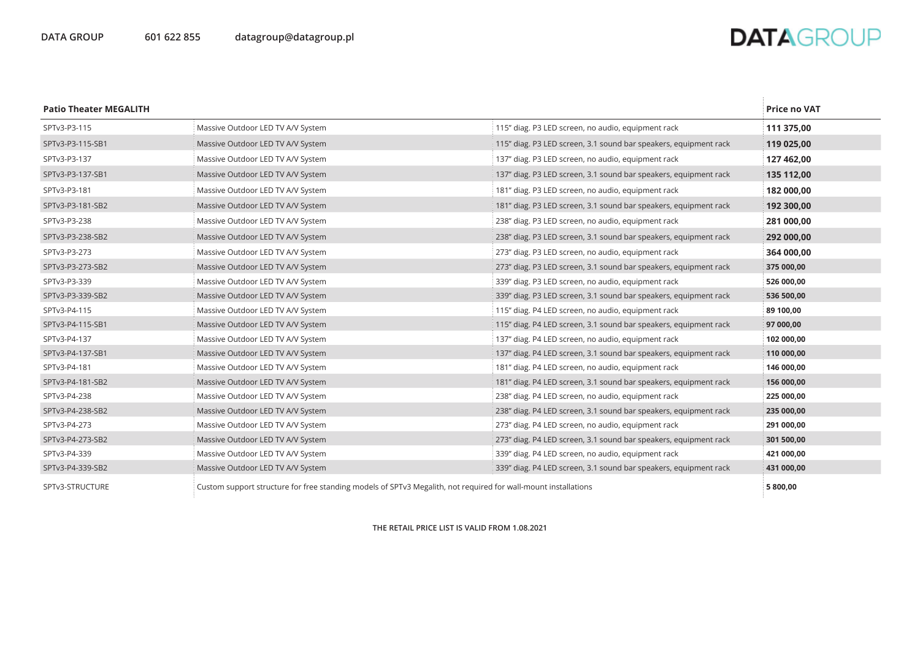| Patio Theater MEGALITH | | | Price no VAT |
|---|---|---|---|
| SPTv3-P3-115 | Massive Outdoor LED TV A/V System | 115" diag. P3 LED screen, no audio, equipment rack | **111 375,00** |
| SPTv3-P3-115-SB1 | Massive Outdoor LED TV A/V System | 115" diag. P3 LED screen, 3.1 sound bar speakers, equipment rack | **119 025,00** |
| SPTv3-P3-137 | Massive Outdoor LED TV A/V System | 137" diag. P3 LED screen, no audio, equipment rack | **127 462,00** |
| SPTv3-P3-137-SB1 | Massive Outdoor LED TV A/V System | 137" diag. P3 LED screen, 3.1 sound bar speakers, equipment rack | **135 112,00** |
| SPTv3-P3-181 | Massive Outdoor LED TV A/V System | 181" diag. P3 LED screen, no audio, equipment rack | **182 000,00** |
| SPTv3-P3-181-SB2 | Massive Outdoor LED TV A/V System | 181" diag. P3 LED screen, 3.1 sound bar speakers, equipment rack | **192 300,00** |
| SPTv3-P3-238 | Massive Outdoor LED TV A/V System | 238" diag. P3 LED screen, no audio, equipment rack | **281 000,00** |
| SPTv3-P3-238-SB2 | Massive Outdoor LED TV A/V System | 238" diag. P3 LED screen, 3.1 sound bar speakers, equipment rack | **292 000,00** |
| SPTv3-P3-273 | Massive Outdoor LED TV A/V System | 273" diag. P3 LED screen, no audio, equipment rack | **364 000,00** |
| SPTv3-P3-273-SB2 | Massive Outdoor LED TV A/V System | 273" diag. P3 LED screen, 3.1 sound bar speakers, equipment rack | **375 000,00** |
| SPTv3-P3-339 | Massive Outdoor LED TV A/V System | 339" diag. P3 LED screen, no audio, equipment rack | **526 000,00** |
| SPTv3-P3-339-SB2 | Massive Outdoor LED TV A/V System | 339" diag. P3 LED screen, 3.1 sound bar speakers, equipment rack | **536 500,00** |
| SPTv3-P4-115 | Massive Outdoor LED TV A/V System | 115" diag. P4 LED screen, no audio, equipment rack | **89 100,00** |
| SPTv3-P4-115-SB1 | Massive Outdoor LED TV A/V System | 115" diag. P4 LED screen, 3.1 sound bar speakers, equipment rack | **97 000,00** |
| SPTv3-P4-137 | Massive Outdoor LED TV A/V System | 137" diag. P4 LED screen, no audio, equipment rack | **102 000,00** |
| SPTv3-P4-137-SB1 | Massive Outdoor LED TV A/V System | 137" diag. P4 LED screen, 3.1 sound bar speakers, equipment rack | **110 000,00** |
| SPTv3-P4-181 | Massive Outdoor LED TV A/V System | 181" diag. P4 LED screen, no audio, equipment rack | **146 000,00** |
| SPTv3-P4-181-SB2 | Massive Outdoor LED TV A/V System | 181" diag. P4 LED screen, 3.1 sound bar speakers, equipment rack | **156 000,00** |
| SPTv3-P4-238 | Massive Outdoor LED TV A/V System | 238" diag. P4 LED screen, no audio, equipment rack | **225 000,00** |
| SPTv3-P4-238-SB2 | Massive Outdoor LED TV A/V System | 238" diag. P4 LED screen, 3.1 sound bar speakers, equipment rack | **235 000,00** |
| SPTv3-P4-273 | Massive Outdoor LED TV A/V System | 273" diag. P4 LED screen, no audio, equipment rack | **291 000,00** |
| SPTv3-P4-273-SB2 | Massive Outdoor LED TV A/V System | 273" diag. P4 LED screen, 3.1 sound bar speakers, equipment rack | **301 500,00** |
| SPTv3-P4-339 | Massive Outdoor LED TV A/V System | 339" diag. P4 LED screen, no audio, equipment rack | **421 000,00** |
| SPTv3-P4-339-SB2 | Massive Outdoor LED TV A/V System | 339" diag. P4 LED screen, 3.1 sound bar speakers, equipment rack | **431 000,00** |
| SPTv3-STRUCTURE | Custom support structure for free standing models of SPTv3 Megalith, not required for wall-mount installations | | **5 800,00** |

**THE RETAIL PRICE LIST IS VALID FROM 1.08.2021**